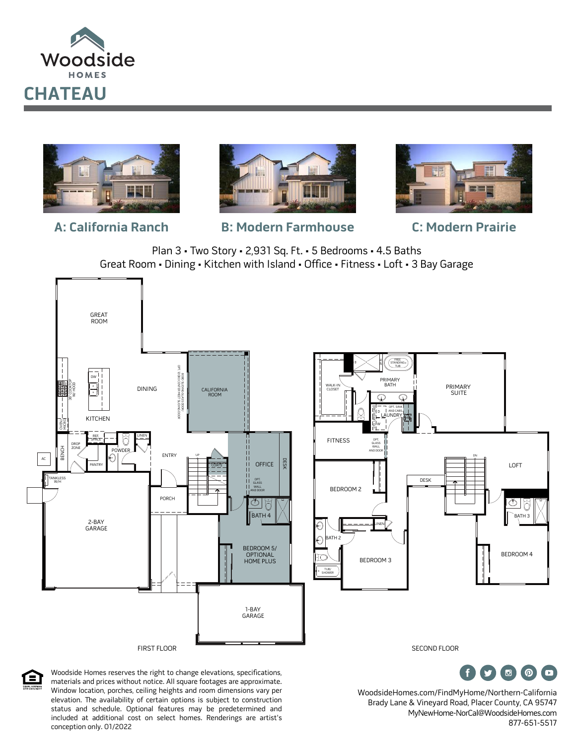# Woodside HOMES

## CHATEAU

**A: California Ranch** | **B: Modern Farmhouse** | **C: Modern Prairie**

Plan 3 • Two Story • 2,931 Sq. Ft. • 5 Bedrooms • 4.5 Baths
Great Room • Dining • Kitchen with Island • Office • Fitness • Loft • 3 Bay Garage

FIRST FLOOR

GREAT ROOM
DINING
KITCHEN
DW
36" COOKTOP W/ HOOD
OVEN/ MICRO
REF. SPACE
LINEN
BENCH
DROP ZONE
PANTRY
POWDER
AC
TANKLESS W/H
ENTRY
UP
COATS
CALIFORNIA ROOM
8080 SLIDING GLASS DOOR/ OPT. 12080 CENTER MEET SLIDING DOOR
OFFICE
DESK
OPT. GLASS WALL AND DOOR
PORCH
BATH 4
BEDROOM 5/ OPTIONAL HOME PLUS
2-BAY GARAGE
1-BAY GARAGE

SECOND FLOOR

WALK-IN CLOSET
FREE STANDING TUB
PRIMARY BATH
PRIMARY SUITE
OPT. SINK AND CABS.
LAUNDRY
D
W
FITNESS
OPT. GLASS WALL AND DOOR
DESK
DN
LOFT
BEDROOM 2
LINEN
BATH 2
TUB/ SHOWER
BEDROOM 3
BATH 3
BEDROOM 4

Woodside Homes reserves the right to change elevations, specifications, materials and prices without notice. All square footages are approximate. Window location, porches, ceiling heights and room dimensions vary per elevation. The availability of certain options is subject to construction status and schedule. Optional features may be predetermined and included at additional cost on select homes. Renderings are artist's conception only. 01/2022

WoodsideHomes.com/FindMyHome/Northern-California
Brady Lane & Vineyard Road, Placer County, CA 95747
MyNewHome-NorCal@WoodsideHomes.com
877-651-5517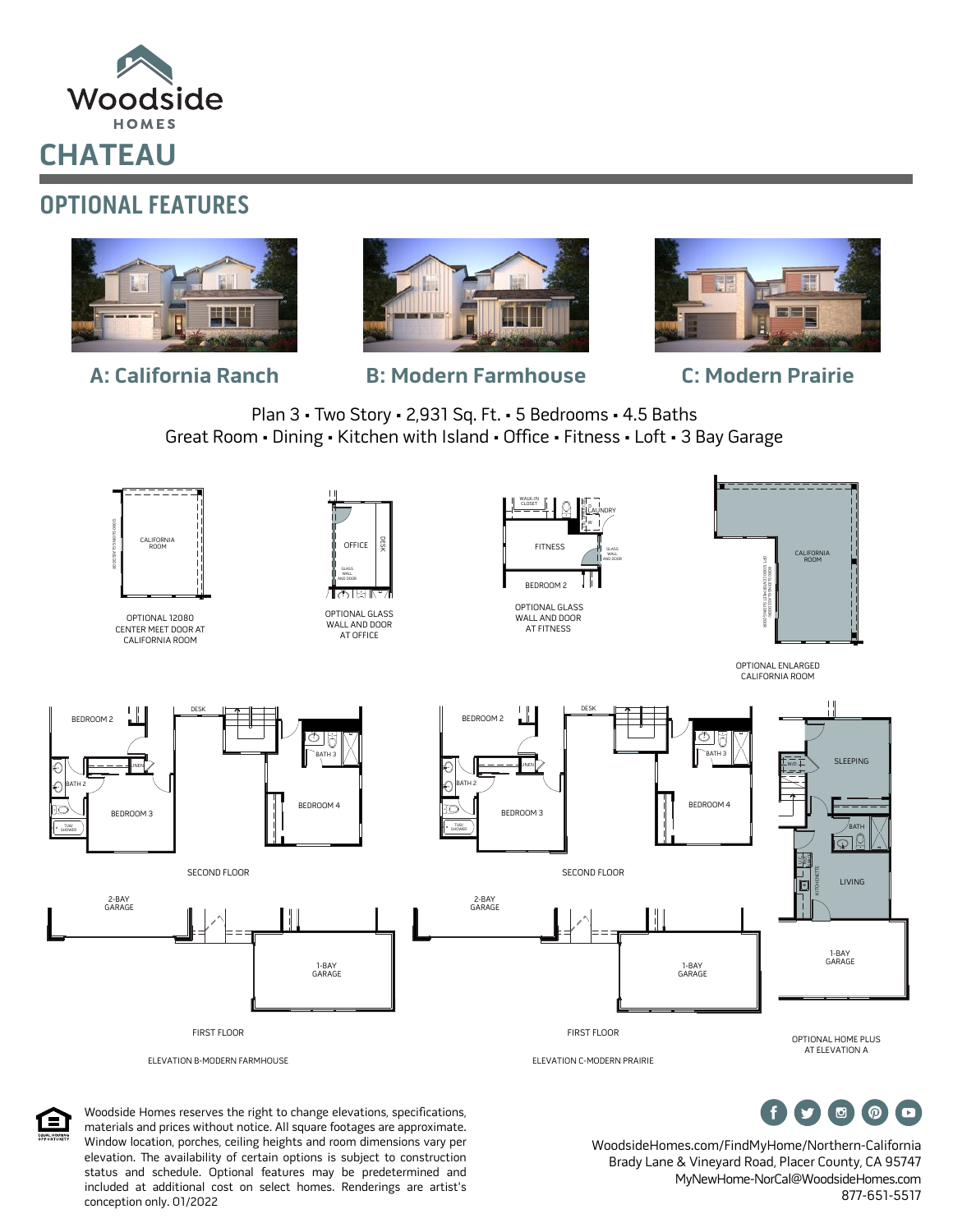# Woodside HOMES

# CHATEAU

## OPTIONAL FEATURES

**A: California Ranch** **B: Modern Farmhouse** **C: Modern Prairie**

Plan 3 • Two Story • 2,931 Sq. Ft. • 5 Bedrooms • 4.5 Baths
Great Room • Dining • Kitchen with Island • Office • Fitness • Loft • 3 Bay Garage

CALIFORNIA ROOM

OPTIONAL 12080 CENTER MEET DOOR AT CALIFORNIA ROOM

OFFICE
DESK
GLASS WALL AND DOOR

OPTIONAL GLASS WALL AND DOOR AT OFFICE

WALK-IN CLOSET
LAUNDRY
FITNESS
GLASS WALL AND DOOR
BEDROOM 2

OPTIONAL GLASS WALL AND DOOR AT FITNESS

CALIFORNIA ROOM

OPTIONAL ENLARGED CALIFORNIA ROOM

BEDROOM 2
DESK
LINEN
BATH 2
BATH 3
BEDROOM 3
BEDROOM 4
TUB/SHOWER

SECOND FLOOR

2-BAY GARAGE
1-BAY GARAGE

FIRST FLOOR

ELEVATION B-MODERN FARMHOUSE

BEDROOM 2
DESK
LINEN
BATH 2
BATH 3
BEDROOM 3
BEDROOM 4
TUB/SHOWER

SECOND FLOOR

2-BAY GARAGE
1-BAY GARAGE

FIRST FLOOR

ELEVATION C-MODERN PRAIRIE

W/D
SLEEPING
BATH
KITCHENETTE
LIVING
1-BAY GARAGE

OPTIONAL HOME PLUS AT ELEVATION A

Woodside Homes reserves the right to change elevations, specifications, materials and prices without notice. All square footages are approximate. Window location, porches, ceiling heights and room dimensions vary per elevation. The availability of certain options is subject to construction status and schedule. Optional features may be predetermined and included at additional cost on select homes. Renderings are artist's conception only. 01/2022

WoodsideHomes.com/FindMyHome/Northern-California
Brady Lane & Vineyard Road, Placer County, CA 95747
MyNewHome-NorCal@WoodsideHomes.com
877-651-5517